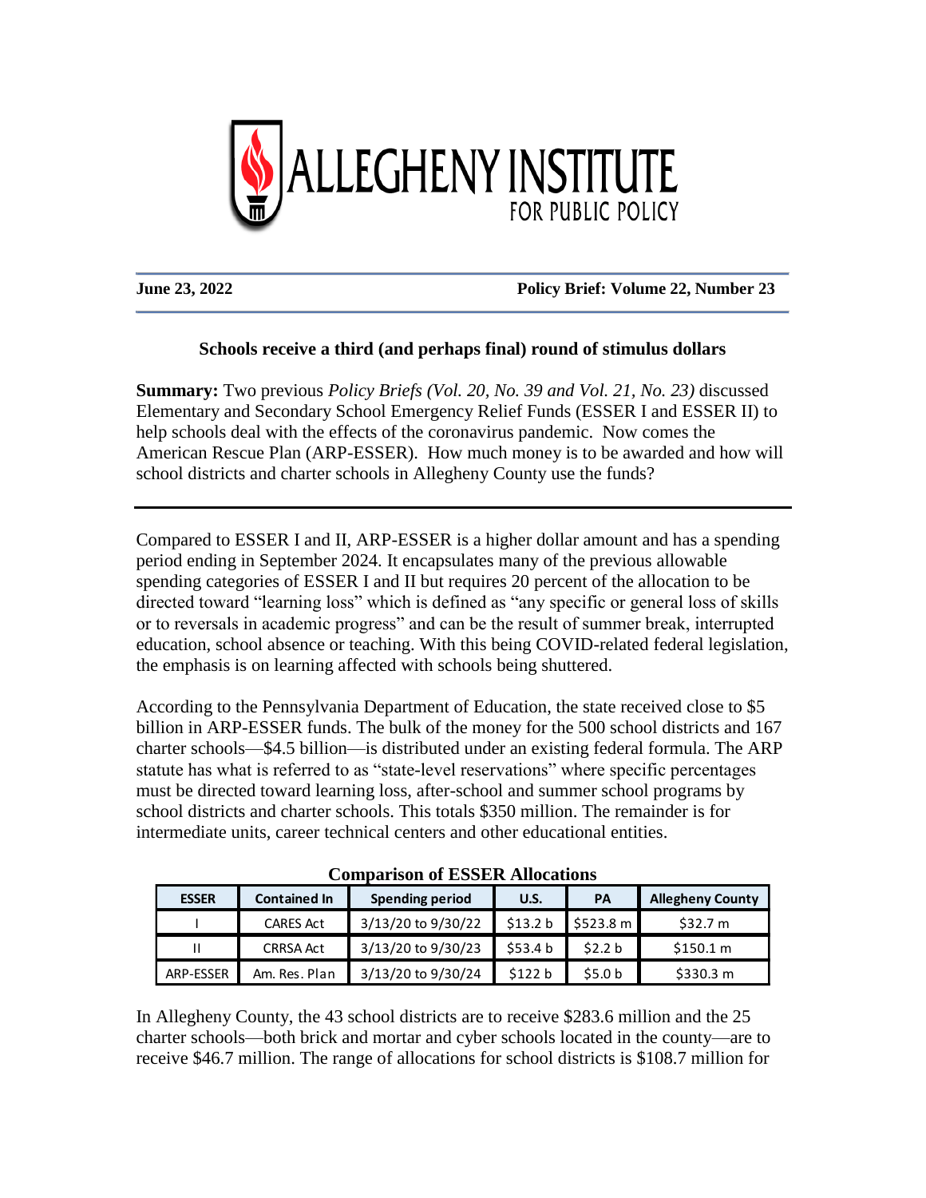ALLEGHENY INSTITUTE FOR PUBLIC POLICY

**June 23, 2022** **Policy Brief: Volume 22, Number 23**

## Schools receive a third (and perhaps final) round of stimulus dollars

**Summary:** Two previous *Policy Briefs (Vol. 20, No. 39 and Vol. 21, No. 23)* discussed Elementary and Secondary School Emergency Relief Funds (ESSER I and ESSER II) to help schools deal with the effects of the coronavirus pandemic. Now comes the American Rescue Plan (ARP-ESSER). How much money is to be awarded and how will school districts and charter schools in Allegheny County use the funds?

---

Compared to ESSER I and II, ARP-ESSER is a higher dollar amount and has a spending period ending in September 2024. It encapsulates many of the previous allowable spending categories of ESSER I and II but requires 20 percent of the allocation to be directed toward "learning loss" which is defined as "any specific or general loss of skills or to reversals in academic progress" and can be the result of summer break, interrupted education, school absence or teaching. With this being COVID-related federal legislation, the emphasis is on learning affected with schools being shuttered.

According to the Pennsylvania Department of Education, the state received close to $5 billion in ARP-ESSER funds. The bulk of the money for the 500 school districts and 167 charter schools—$4.5 billion—is distributed under an existing federal formula. The ARP statute has what is referred to as "state-level reservations" where specific percentages must be directed toward learning loss, after-school and summer school programs by school districts and charter schools. This totals $350 million. The remainder is for intermediate units, career technical centers and other educational entities.

**Comparison of ESSER Allocations**

| ESSER | Contained In | Spending period | U.S. | PA | Allegheny County |
|---|---|---|---|---|---|
| I | CARES Act | 3/13/20 to 9/30/22 | $13.2 b | $523.8 m | $32.7 m |
| II | CRRSA Act | 3/13/20 to 9/30/23 | $53.4 b | $2.2 b | $150.1 m |
| ARP-ESSER | Am. Res. Plan | 3/13/20 to 9/30/24 | $122 b | $5.0 b | $330.3 m |

In Allegheny County, the 43 school districts are to receive $283.6 million and the 25 charter schools—both brick and mortar and cyber schools located in the county—are to receive $46.7 million. The range of allocations for school districts is $108.7 million for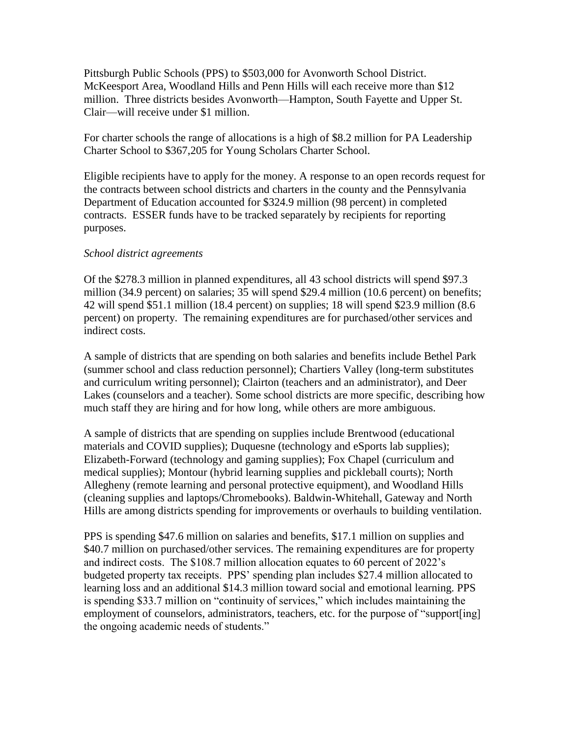Pittsburgh Public Schools (PPS) to $503,000 for Avonworth School District. McKeesport Area, Woodland Hills and Penn Hills will each receive more than $12 million. Three districts besides Avonworth—Hampton, South Fayette and Upper St. Clair—will receive under $1 million.

For charter schools the range of allocations is a high of $8.2 million for PA Leadership Charter School to $367,205 for Young Scholars Charter School.

Eligible recipients have to apply for the money. A response to an open records request for the contracts between school districts and charters in the county and the Pennsylvania Department of Education accounted for $324.9 million (98 percent) in completed contracts. ESSER funds have to be tracked separately by recipients for reporting purposes.

*School district agreements*

Of the $278.3 million in planned expenditures, all 43 school districts will spend $97.3 million (34.9 percent) on salaries; 35 will spend $29.4 million (10.6 percent) on benefits; 42 will spend $51.1 million (18.4 percent) on supplies; 18 will spend $23.9 million (8.6 percent) on property. The remaining expenditures are for purchased/other services and indirect costs.

A sample of districts that are spending on both salaries and benefits include Bethel Park (summer school and class reduction personnel); Chartiers Valley (long-term substitutes and curriculum writing personnel); Clairton (teachers and an administrator), and Deer Lakes (counselors and a teacher). Some school districts are more specific, describing how much staff they are hiring and for how long, while others are more ambiguous.

A sample of districts that are spending on supplies include Brentwood (educational materials and COVID supplies); Duquesne (technology and eSports lab supplies); Elizabeth-Forward (technology and gaming supplies); Fox Chapel (curriculum and medical supplies); Montour (hybrid learning supplies and pickleball courts); North Allegheny (remote learning and personal protective equipment), and Woodland Hills (cleaning supplies and laptops/Chromebooks). Baldwin-Whitehall, Gateway and North Hills are among districts spending for improvements or overhauls to building ventilation.

PPS is spending $47.6 million on salaries and benefits, $17.1 million on supplies and $40.7 million on purchased/other services. The remaining expenditures are for property and indirect costs. The $108.7 million allocation equates to 60 percent of 2022's budgeted property tax receipts. PPS' spending plan includes $27.4 million allocated to learning loss and an additional $14.3 million toward social and emotional learning. PPS is spending $33.7 million on "continuity of services," which includes maintaining the employment of counselors, administrators, teachers, etc. for the purpose of "support[ing] the ongoing academic needs of students."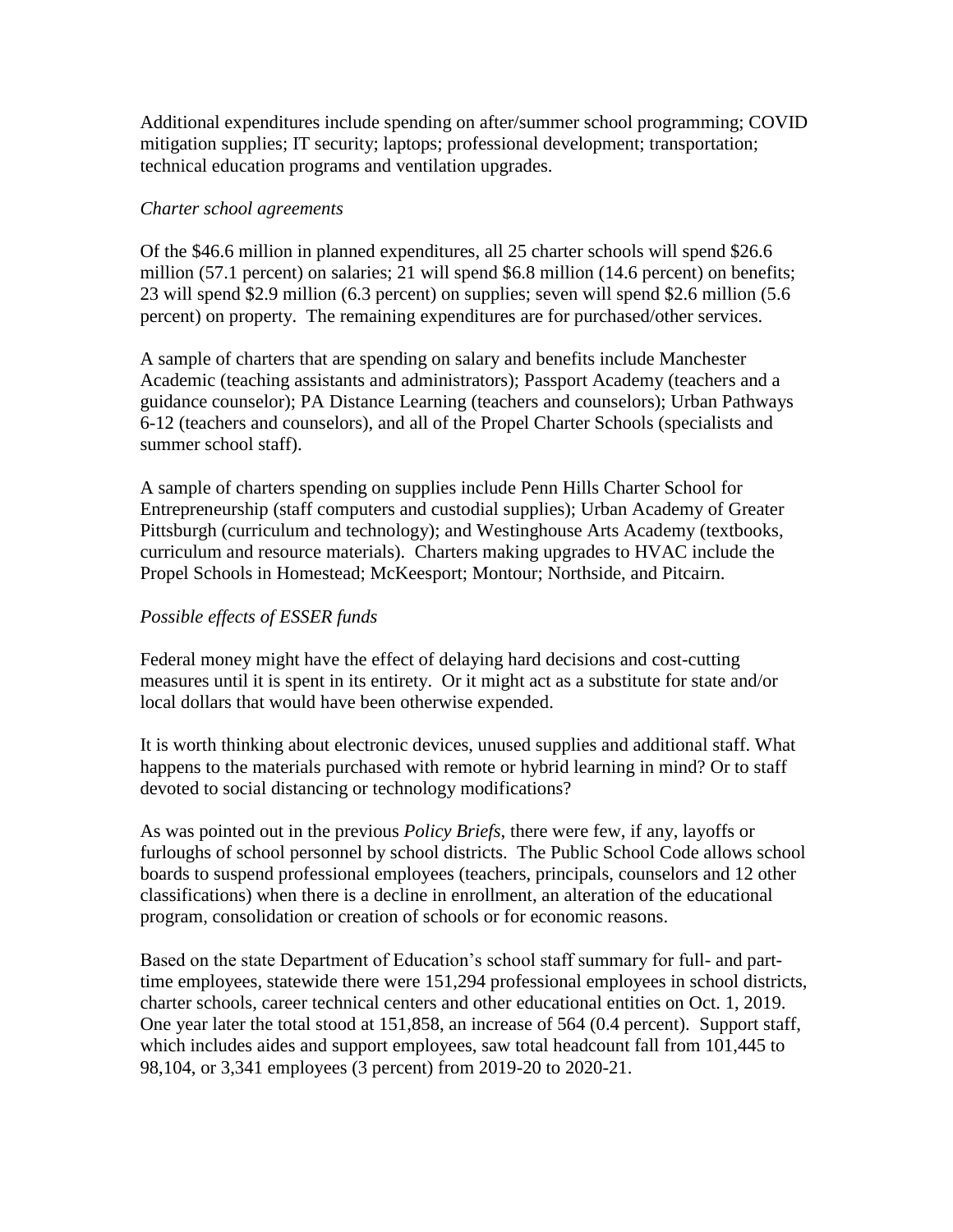Additional expenditures include spending on after/summer school programming; COVID mitigation supplies; IT security; laptops; professional development; transportation; technical education programs and ventilation upgrades.

*Charter school agreements*

Of the $46.6 million in planned expenditures, all 25 charter schools will spend $26.6 million (57.1 percent) on salaries; 21 will spend $6.8 million (14.6 percent) on benefits; 23 will spend $2.9 million (6.3 percent) on supplies; seven will spend $2.6 million (5.6 percent) on property. The remaining expenditures are for purchased/other services.

A sample of charters that are spending on salary and benefits include Manchester Academic (teaching assistants and administrators); Passport Academy (teachers and a guidance counselor); PA Distance Learning (teachers and counselors); Urban Pathways 6-12 (teachers and counselors), and all of the Propel Charter Schools (specialists and summer school staff).

A sample of charters spending on supplies include Penn Hills Charter School for Entrepreneurship (staff computers and custodial supplies); Urban Academy of Greater Pittsburgh (curriculum and technology); and Westinghouse Arts Academy (textbooks, curriculum and resource materials). Charters making upgrades to HVAC include the Propel Schools in Homestead; McKeesport; Montour; Northside, and Pitcairn.

*Possible effects of ESSER funds*

Federal money might have the effect of delaying hard decisions and cost-cutting measures until it is spent in its entirety. Or it might act as a substitute for state and/or local dollars that would have been otherwise expended.

It is worth thinking about electronic devices, unused supplies and additional staff. What happens to the materials purchased with remote or hybrid learning in mind? Or to staff devoted to social distancing or technology modifications?

As was pointed out in the previous *Policy Briefs*, there were few, if any, layoffs or furloughs of school personnel by school districts. The Public School Code allows school boards to suspend professional employees (teachers, principals, counselors and 12 other classifications) when there is a decline in enrollment, an alteration of the educational program, consolidation or creation of schools or for economic reasons.

Based on the state Department of Education's school staff summary for full- and part-time employees, statewide there were 151,294 professional employees in school districts, charter schools, career technical centers and other educational entities on Oct. 1, 2019. One year later the total stood at 151,858, an increase of 564 (0.4 percent). Support staff, which includes aides and support employees, saw total headcount fall from 101,445 to 98,104, or 3,341 employees (3 percent) from 2019-20 to 2020-21.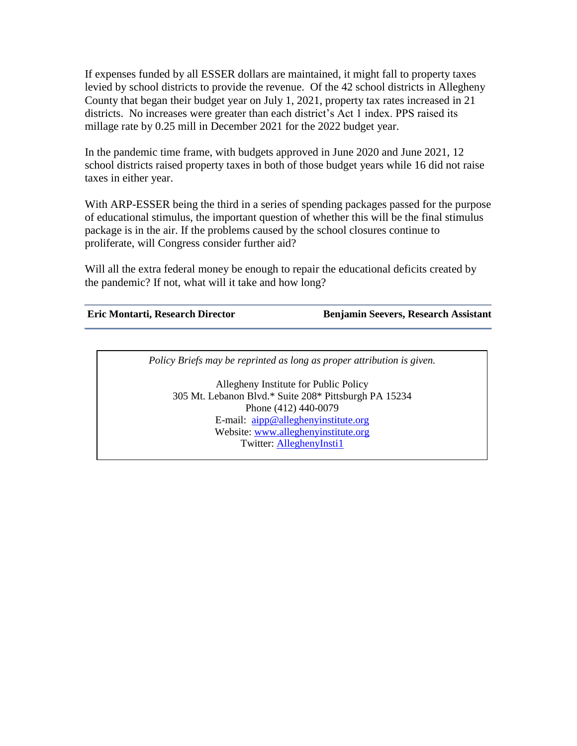If expenses funded by all ESSER dollars are maintained, it might fall to property taxes levied by school districts to provide the revenue. Of the 42 school districts in Allegheny County that began their budget year on July 1, 2021, property tax rates increased in 21 districts. No increases were greater than each district's Act 1 index. PPS raised its millage rate by 0.25 mill in December 2021 for the 2022 budget year.

In the pandemic time frame, with budgets approved in June 2020 and June 2021, 12 school districts raised property taxes in both of those budget years while 16 did not raise taxes in either year.

With ARP-ESSER being the third in a series of spending packages passed for the purpose of educational stimulus, the important question of whether this will be the final stimulus package is in the air. If the problems caused by the school closures continue to proliferate, will Congress consider further aid?

Will all the extra federal money be enough to repair the educational deficits created by the pandemic? If not, what will it take and how long?

---

**Eric Montarti, Research Director** — **Benjamin Seevers, Research Assistant**

---

*Policy Briefs may be reprinted as long as proper attribution is given.*

Allegheny Institute for Public Policy
305 Mt. Lebanon Blvd.* Suite 208* Pittsburgh PA 15234
Phone (412) 440-0079
E-mail: aipp@alleghenyinstitute.org
Website: www.alleghenyinstitute.org
Twitter: AlleghenyInsti1